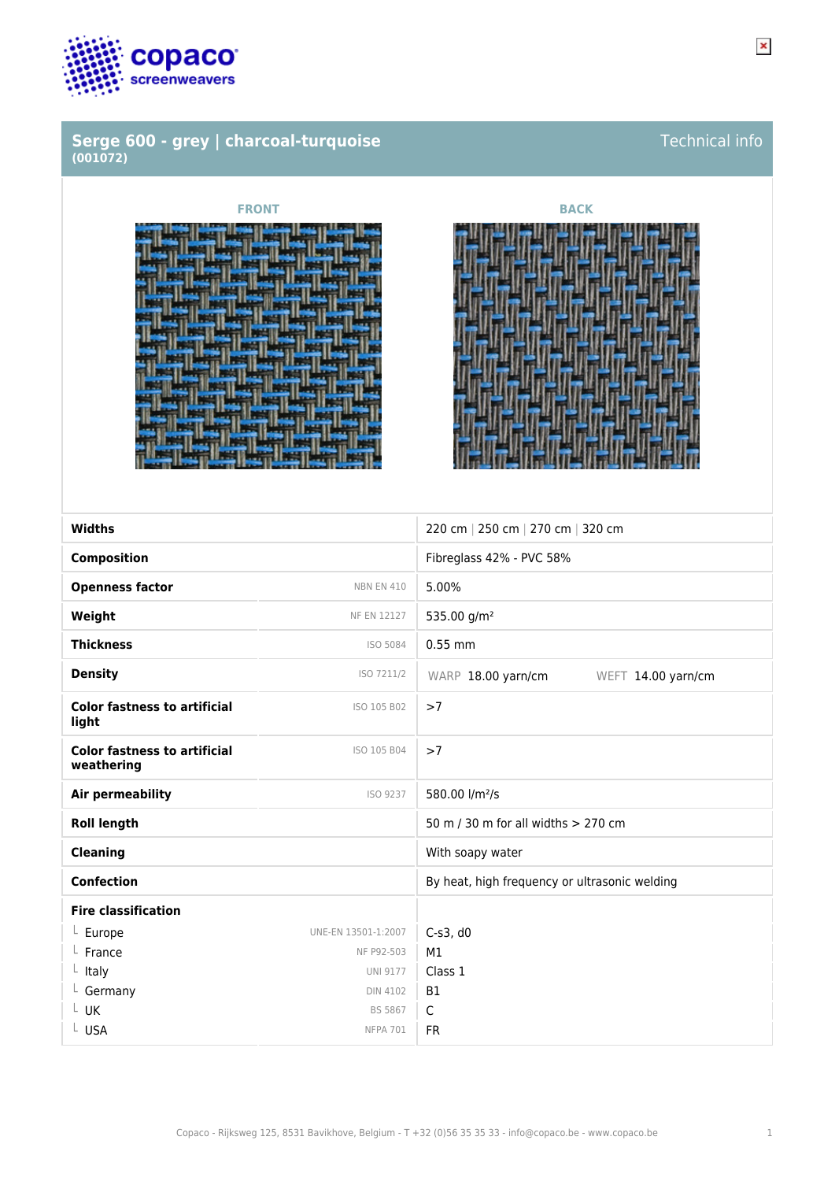# Serge 600 - grey | charcoal-turquoise
**(001072)**

Technical info

FRONT

BACK

| | | |
|---|---|---|
| **Widths** | | 220 cm \| 250 cm \| 270 cm \| 320 cm |
| **Composition** | | Fibreglass 42% - PVC 58% |
| **Openness factor** | NBN EN 410 | 5.00% |
| **Weight** | NF EN 12127 | 535.00 g/m² |
| **Thickness** | ISO 5084 | 0.55 mm |
| **Density** | ISO 7211/2 | WARP 18.00 yarn/cm WEFT 14.00 yarn/cm |
| **Color fastness to artificial light** | ISO 105 B02 | >7 |
| **Color fastness to artificial weathering** | ISO 105 B04 | >7 |
| **Air permeability** | ISO 9237 | 580.00 l/m²/s |
| **Roll length** | | 50 m / 30 m for all widths > 270 cm |
| **Cleaning** | | With soapy water |
| **Confection** | | By heat, high frequency or ultrasonic welding |
| **Fire classification** | | |
| └ Europe | UNE-EN 13501-1:2007 | C-s3, d0 |
| └ France | NF P92-503 | M1 |
| └ Italy | UNI 9177 | Class 1 |
| └ Germany | DIN 4102 | B1 |
| └ UK | BS 5867 | C |
| └ USA | NFPA 701 | FR |

Copaco - Rijksweg 125, 8531 Bavikhove, Belgium - T +32 (0)56 35 35 33 - info@copaco.be - www.copaco.be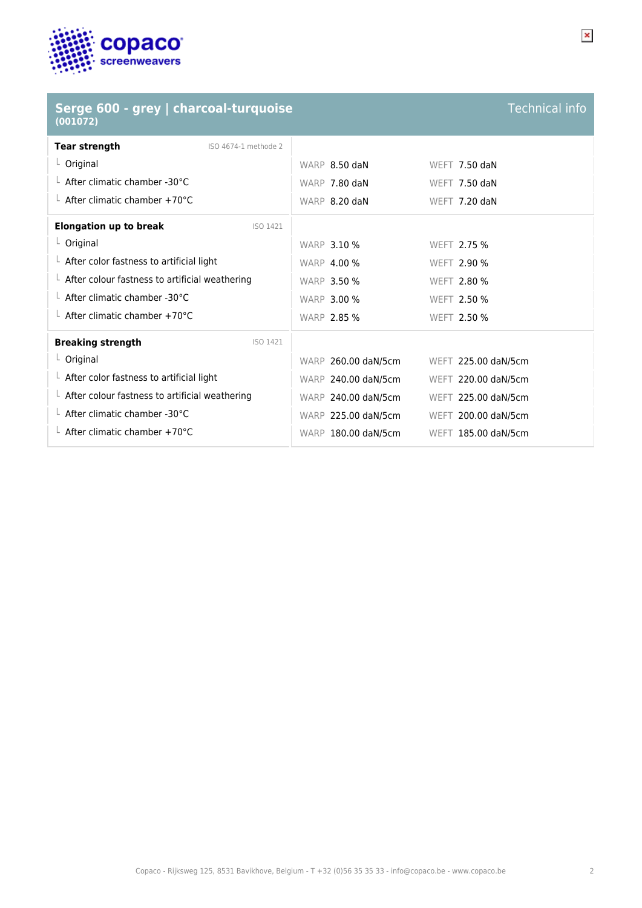## Serge 600 - grey | charcoal-turquoise

**(001072)**

Technical info

| **Tear strength** ISO 4674-1 methode 2 | | |
|---|---|---|
| Original | WARP 8.50 daN | WEFT 7.50 daN |
| After climatic chamber -30°C | WARP 7.80 daN | WEFT 7.50 daN |
| After climatic chamber +70°C | WARP 8.20 daN | WEFT 7.20 daN |

| **Elongation up to break** ISO 1421 | | |
|---|---|---|
| Original | WARP 3.10 % | WEFT 2.75 % |
| After color fastness to artificial light | WARP 4.00 % | WEFT 2.90 % |
| After colour fastness to artificial weathering | WARP 3.50 % | WEFT 2.80 % |
| After climatic chamber -30°C | WARP 3.00 % | WEFT 2.50 % |
| After climatic chamber +70°C | WARP 2.85 % | WEFT 2.50 % |

| **Breaking strength** ISO 1421 | | |
|---|---|---|
| Original | WARP 260.00 daN/5cm | WEFT 225.00 daN/5cm |
| After color fastness to artificial light | WARP 240.00 daN/5cm | WEFT 220.00 daN/5cm |
| After colour fastness to artificial weathering | WARP 240.00 daN/5cm | WEFT 225.00 daN/5cm |
| After climatic chamber -30°C | WARP 225.00 daN/5cm | WEFT 200.00 daN/5cm |
| After climatic chamber +70°C | WARP 180.00 daN/5cm | WEFT 185.00 daN/5cm |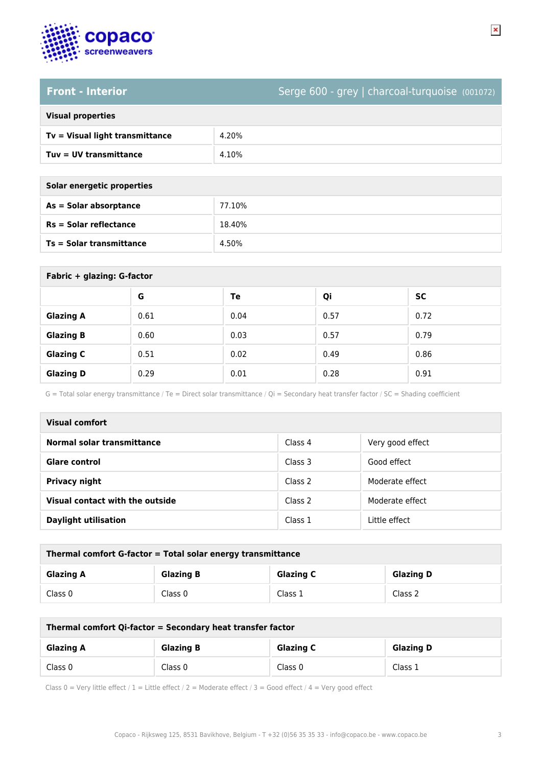## Front - Interior

Serge 600 - grey | charcoal-turquoise (001072)

| Visual properties | |
|---|---|
| **Tv = Visual light transmittance** | 4.20% |
| **Tuv = UV transmittance** | 4.10% |

| Solar energetic properties | |
|---|---|
| **As = Solar absorptance** | 77.10% |
| **Rs = Solar reflectance** | 18.40% |
| **Ts = Solar transmittance** | 4.50% |

**Fabric + glazing: G-factor**

| | G | Te | Qi | SC |
|---|---|---|---|---|
| **Glazing A** | 0.61 | 0.04 | 0.57 | 0.72 |
| **Glazing B** | 0.60 | 0.03 | 0.57 | 0.79 |
| **Glazing C** | 0.51 | 0.02 | 0.49 | 0.86 |
| **Glazing D** | 0.29 | 0.01 | 0.28 | 0.91 |

G = Total solar energy transmittance / Te = Direct solar transmittance / Qi = Secondary heat transfer factor / SC = Shading coefficient

| Visual comfort | | |
|---|---|---|
| **Normal solar transmittance** | Class 4 | Very good effect |
| **Glare control** | Class 3 | Good effect |
| **Privacy night** | Class 2 | Moderate effect |
| **Visual contact with the outside** | Class 2 | Moderate effect |
| **Daylight utilisation** | Class 1 | Little effect |

**Thermal comfort G-factor = Total solar energy transmittance**

| Glazing A | Glazing B | Glazing C | Glazing D |
|---|---|---|---|
| Class 0 | Class 0 | Class 1 | Class 2 |

**Thermal comfort Qi-factor = Secondary heat transfer factor**

| Glazing A | Glazing B | Glazing C | Glazing D |
|---|---|---|---|
| Class 0 | Class 0 | Class 0 | Class 1 |

Class 0 = Very little effect / 1 = Little effect / 2 = Moderate effect / 3 = Good effect / 4 = Very good effect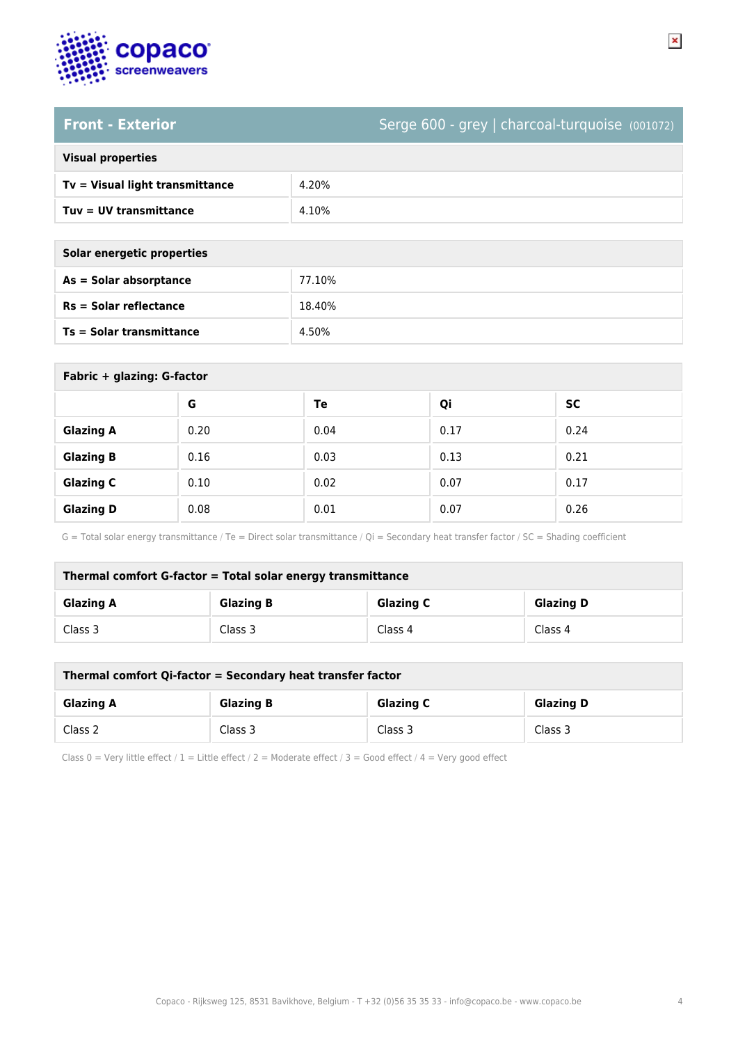## Front - Exterior

Serge 600 - grey | charcoal-turquoise (001072)

| Visual properties | |
|---|---|
| **Tv = Visual light transmittance** | 4.20% |
| **Tuv = UV transmittance** | 4.10% |

| Solar energetic properties | |
|---|---|
| **As = Solar absorptance** | 77.10% |
| **Rs = Solar reflectance** | 18.40% |
| **Ts = Solar transmittance** | 4.50% |

**Fabric + glazing: G-factor**

| | G | Te | Qi | SC |
|---|---|---|---|---|
| **Glazing A** | 0.20 | 0.04 | 0.17 | 0.24 |
| **Glazing B** | 0.16 | 0.03 | 0.13 | 0.21 |
| **Glazing C** | 0.10 | 0.02 | 0.07 | 0.17 |
| **Glazing D** | 0.08 | 0.01 | 0.07 | 0.26 |

G = Total solar energy transmittance / Te = Direct solar transmittance / Qi = Secondary heat transfer factor / SC = Shading coefficient

**Thermal comfort G-factor = Total solar energy transmittance**

| Glazing A | Glazing B | Glazing C | Glazing D |
|---|---|---|---|
| Class 3 | Class 3 | Class 4 | Class 4 |

**Thermal comfort Qi-factor = Secondary heat transfer factor**

| Glazing A | Glazing B | Glazing C | Glazing D |
|---|---|---|---|
| Class 2 | Class 3 | Class 3 | Class 3 |

Class 0 = Very little effect / 1 = Little effect / 2 = Moderate effect / 3 = Good effect / 4 = Very good effect

Copaco - Rijksweg 125, 8531 Bavikhove, Belgium - T +32 (0)56 35 35 33 - info@copaco.be - www.copaco.be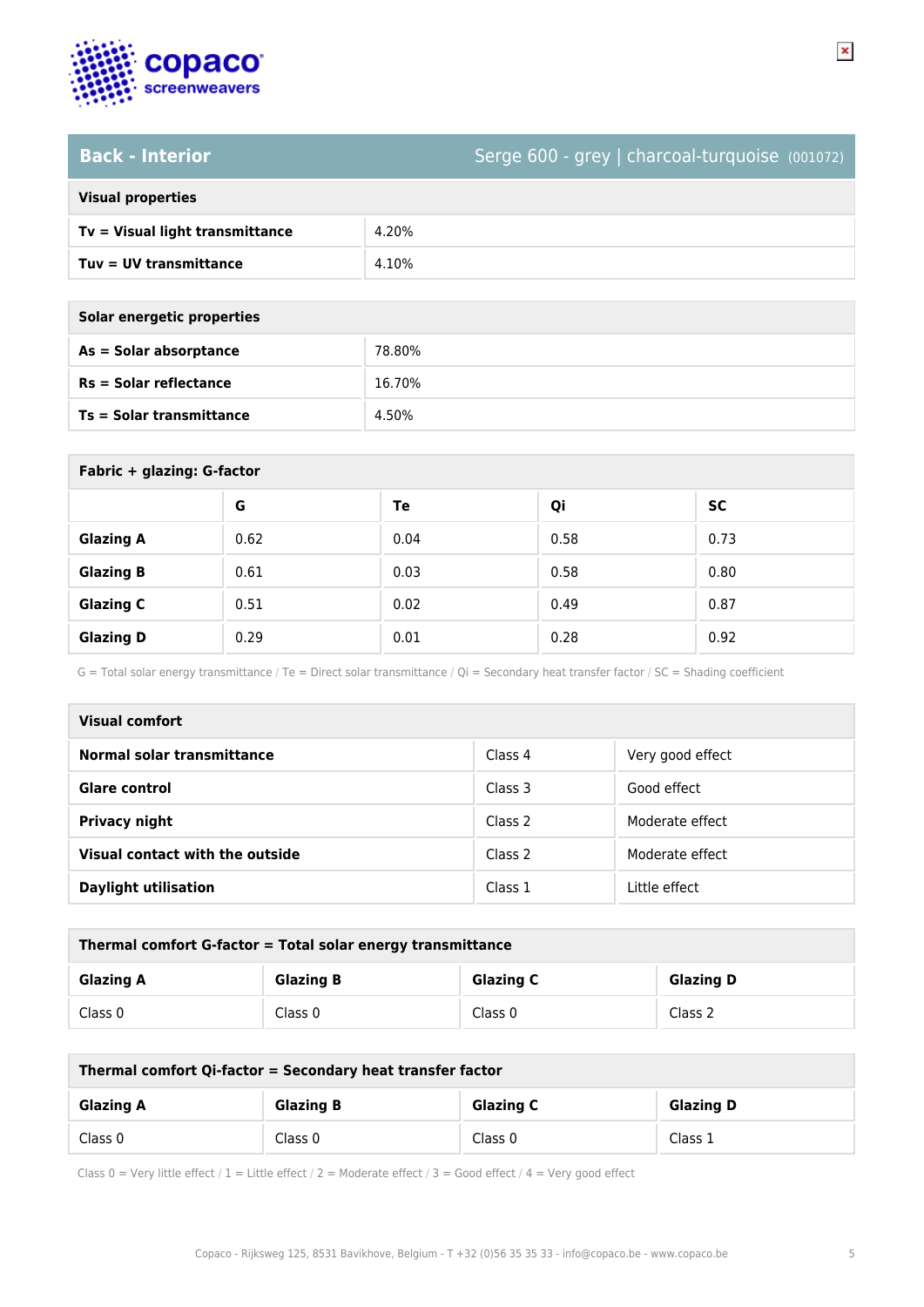## Back - Interior

Serge 600 - grey | charcoal-turquoise (001072)

| Visual properties | |
|---|---|
| **Tv = Visual light transmittance** | 4.20% |
| **Tuv = UV transmittance** | 4.10% |

| Solar energetic properties | |
|---|---|
| **As = Solar absorptance** | 78.80% |
| **Rs = Solar reflectance** | 16.70% |
| **Ts = Solar transmittance** | 4.50% |

**Fabric + glazing: G-factor**

| | G | Te | Qi | SC |
|---|---|---|---|---|
| **Glazing A** | 0.62 | 0.04 | 0.58 | 0.73 |
| **Glazing B** | 0.61 | 0.03 | 0.58 | 0.80 |
| **Glazing C** | 0.51 | 0.02 | 0.49 | 0.87 |
| **Glazing D** | 0.29 | 0.01 | 0.28 | 0.92 |

G = Total solar energy transmittance / Te = Direct solar transmittance / Qi = Secondary heat transfer factor / SC = Shading coefficient

| Visual comfort | | |
|---|---|---|
| **Normal solar transmittance** | Class 4 | Very good effect |
| **Glare control** | Class 3 | Good effect |
| **Privacy night** | Class 2 | Moderate effect |
| **Visual contact with the outside** | Class 2 | Moderate effect |
| **Daylight utilisation** | Class 1 | Little effect |

**Thermal comfort G-factor = Total solar energy transmittance**

| Glazing A | Glazing B | Glazing C | Glazing D |
|---|---|---|---|
| Class 0 | Class 0 | Class 0 | Class 2 |

**Thermal comfort Qi-factor = Secondary heat transfer factor**

| Glazing A | Glazing B | Glazing C | Glazing D |
|---|---|---|---|
| Class 0 | Class 0 | Class 0 | Class 1 |

Class 0 = Very little effect / 1 = Little effect / 2 = Moderate effect / 3 = Good effect / 4 = Very good effect

Copaco - Rijksweg 125, 8531 Bavikhove, Belgium - T +32 (0)56 35 35 33 - info@copaco.be - www.copaco.be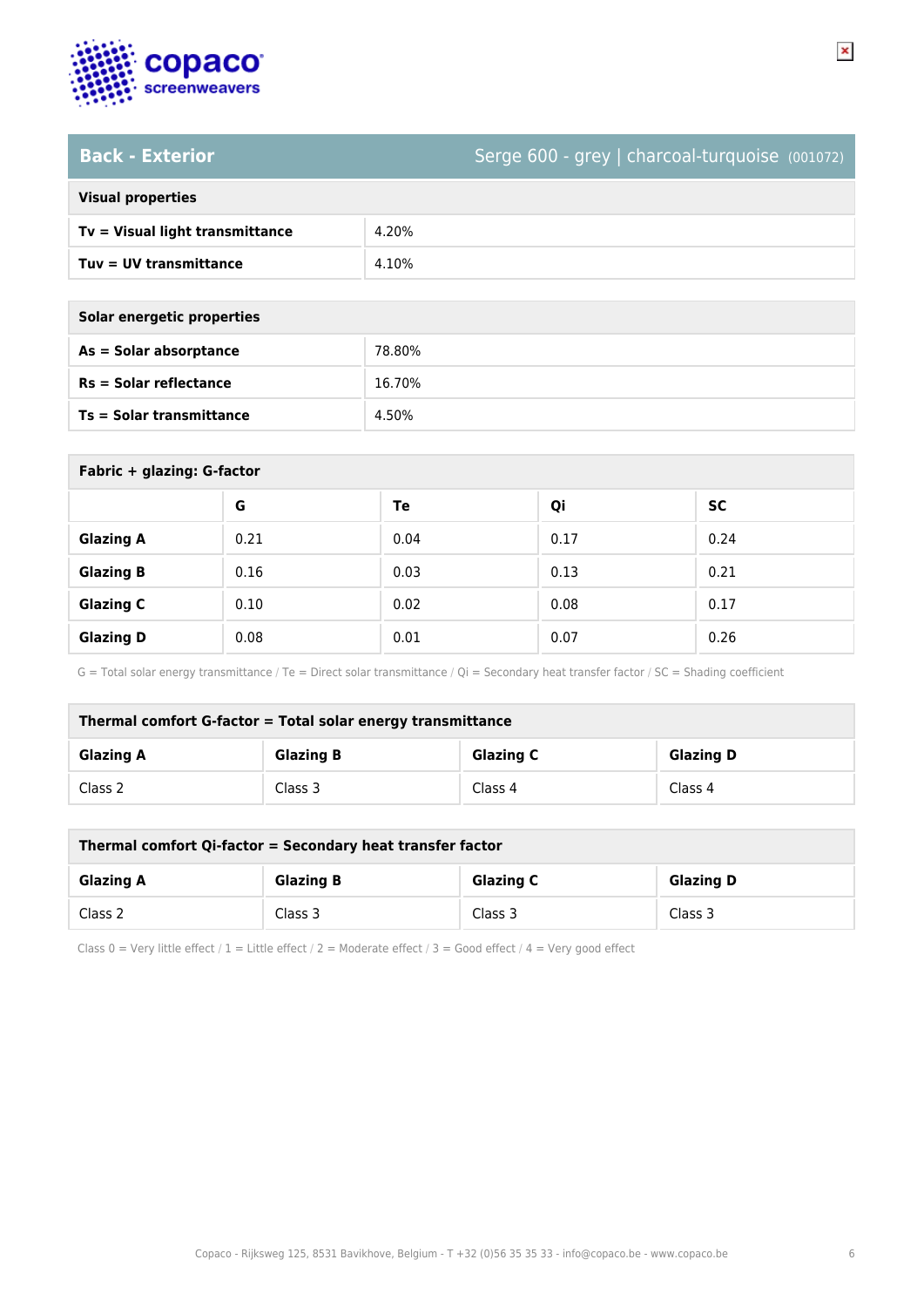## Back - Exterior

Serge 600 - grey | charcoal-turquoise (001072)

| Visual properties | |
|---|---|
| **Tv = Visual light transmittance** | 4.20% |
| **Tuv = UV transmittance** | 4.10% |

| Solar energetic properties | |
|---|---|
| **As = Solar absorptance** | 78.80% |
| **Rs = Solar reflectance** | 16.70% |
| **Ts = Solar transmittance** | 4.50% |

**Fabric + glazing: G-factor**

| | G | Te | Qi | SC |
|---|---|---|---|---|
| **Glazing A** | 0.21 | 0.04 | 0.17 | 0.24 |
| **Glazing B** | 0.16 | 0.03 | 0.13 | 0.21 |
| **Glazing C** | 0.10 | 0.02 | 0.08 | 0.17 |
| **Glazing D** | 0.08 | 0.01 | 0.07 | 0.26 |

G = Total solar energy transmittance / Te = Direct solar transmittance / Qi = Secondary heat transfer factor / SC = Shading coefficient

**Thermal comfort G-factor = Total solar energy transmittance**

| Glazing A | Glazing B | Glazing C | Glazing D |
|---|---|---|---|
| Class 2 | Class 3 | Class 4 | Class 4 |

**Thermal comfort Qi-factor = Secondary heat transfer factor**

| Glazing A | Glazing B | Glazing C | Glazing D |
|---|---|---|---|
| Class 2 | Class 3 | Class 3 | Class 3 |

Class 0 = Very little effect / 1 = Little effect / 2 = Moderate effect / 3 = Good effect / 4 = Very good effect

Copaco - Rijksweg 125, 8531 Bavikhove, Belgium - T +32 (0)56 35 35 33 - info@copaco.be - www.copaco.be